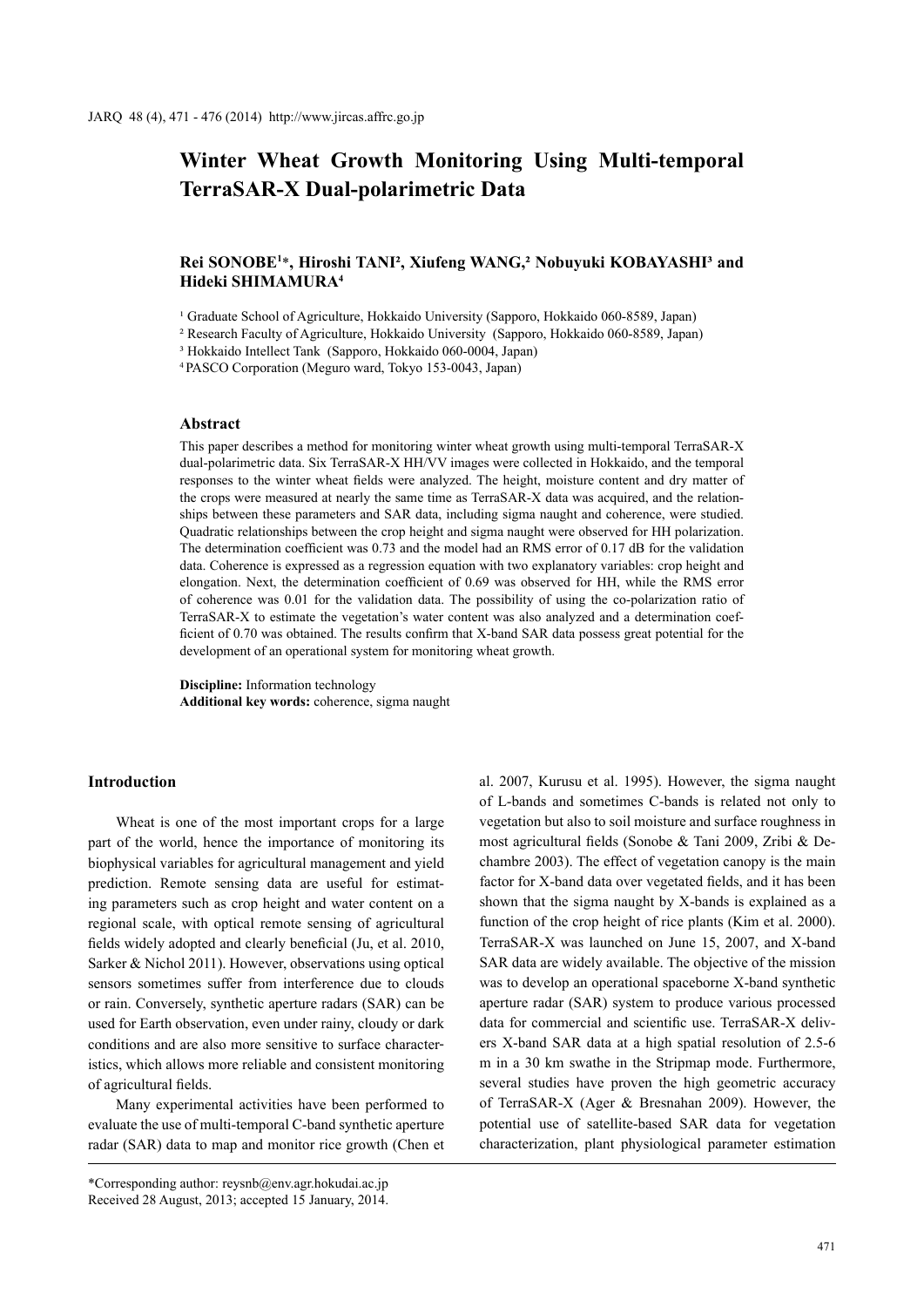# Winter Wheat Growth Monitoring Using Multi-temporal TerraSAR-X Dual-polarimetric Data

**Rei SONOBE[1]*, Hiroshi TANI[2], Xiufeng WANG,[2] Nobuyuki KOBAYASHI[3] and Hideki SHIMAMURA[4]**

[1] Graduate School of Agriculture, Hokkaido University (Sapporo, Hokkaido 060-8589, Japan)

[2] Research Faculty of Agriculture, Hokkaido University (Sapporo, Hokkaido 060-8589, Japan)

[3] Hokkaido Intellect Tank (Sapporo, Hokkaido 060-0004, Japan)

[4] PASCO Corporation (Meguro ward, Tokyo 153-0043, Japan)

### Abstract

This paper describes a method for monitoring winter wheat growth using multi-temporal TerraSAR-X dual-polarimetric data. Six TerraSAR-X HH/VV images were collected in Hokkaido, and the temporal responses to the winter wheat fields were analyzed. The height, moisture content and dry matter of the crops were measured at nearly the same time as TerraSAR-X data was acquired, and the relationships between these parameters and SAR data, including sigma naught and coherence, were studied. Quadratic relationships between the crop height and sigma naught were observed for HH polarization. The determination coefficient was 0.73 and the model had an RMS error of 0.17 dB for the validation data. Coherence is expressed as a regression equation with two explanatory variables: crop height and elongation. Next, the determination coefficient of 0.69 was observed for HH, while the RMS error of coherence was 0.01 for the validation data. The possibility of using the co-polarization ratio of TerraSAR-X to estimate the vegetation's water content was also analyzed and a determination coefficient of 0.70 was obtained. The results confirm that X-band SAR data possess great potential for the development of an operational system for monitoring wheat growth.

**Discipline:** Information technology
**Additional key words:** coherence, sigma naught

## Introduction

Wheat is one of the most important crops for a large part of the world, hence the importance of monitoring its biophysical variables for agricultural management and yield prediction. Remote sensing data are useful for estimating parameters such as crop height and water content on a regional scale, with optical remote sensing of agricultural fields widely adopted and clearly beneficial (Ju, et al. 2010, Sarker & Nichol 2011). However, observations using optical sensors sometimes suffer from interference due to clouds or rain. Conversely, synthetic aperture radars (SAR) can be used for Earth observation, even under rainy, cloudy or dark conditions and are also more sensitive to surface characteristics, which allows more reliable and consistent monitoring of agricultural fields.

Many experimental activities have been performed to evaluate the use of multi-temporal C-band synthetic aperture radar (SAR) data to map and monitor rice growth (Chen et al. 2007, Kurusu et al. 1995). However, the sigma naught of L-bands and sometimes C-bands is related not only to vegetation but also to soil moisture and surface roughness in most agricultural fields (Sonobe & Tani 2009, Zribi & Dechambre 2003). The effect of vegetation canopy is the main factor for X-band data over vegetated fields, and it has been shown that the sigma naught by X-bands is explained as a function of the crop height of rice plants (Kim et al. 2000). TerraSAR-X was launched on June 15, 2007, and X-band SAR data are widely available. The objective of the mission was to develop an operational spaceborne X-band synthetic aperture radar (SAR) system to produce various processed data for commercial and scientific use. TerraSAR-X delivers X-band SAR data at a high spatial resolution of 2.5-6 m in a 30 km swathe in the Stripmap mode. Furthermore, several studies have proven the high geometric accuracy of TerraSAR-X (Ager & Bresnahan 2009). However, the potential use of satellite-based SAR data for vegetation characterization, plant physiological parameter estimation

*Corresponding author: reysnb@env.agr.hokudai.ac.jp
Received 28 August, 2013; accepted 15 January, 2014.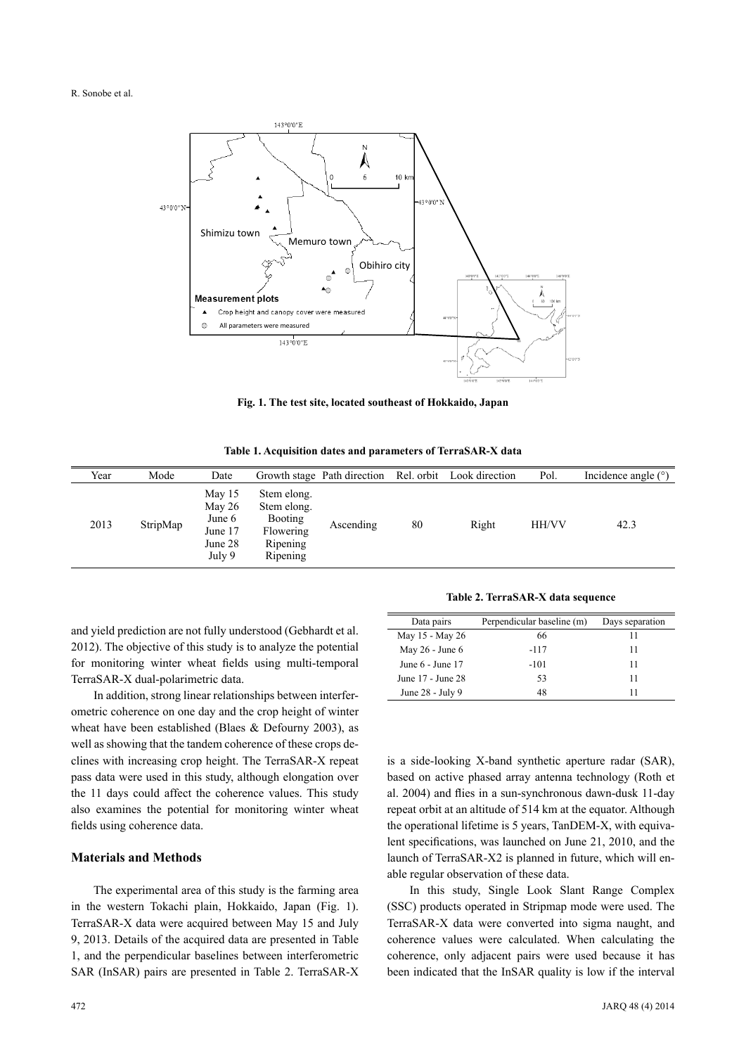Fig. 1. The test site, located southeast of Hokkaido, Japan

**Table 1. Acquisition dates and parameters of TerraSAR-X data**

| Year | Mode | Date | Growth stage | Path direction | Rel. orbit | Look direction | Pol. | Incidence angle (°) |
|---|---|---|---|---|---|---|---|---|
| 2013 | StripMap | May 15<br>May 26<br>June 6<br>June 17<br>June 28<br>July 9 | Stem elong.<br>Stem elong.<br>Booting<br>Flowering<br>Ripening<br>Ripening | Ascending | 80 | Right | HH/VV | 42.3 |

**Table 2. TerraSAR-X data sequence**

| Data pairs | Perpendicular baseline (m) | Days separation |
|---|---|---|
| May 15 - May 26 | 66 | 11 |
| May 26 - June 6 | -117 | 11 |
| June 6 - June 17 | -101 | 11 |
| June 17 - June 28 | 53 | 11 |
| June 28 - July 9 | 48 | 11 |

and yield prediction are not fully understood (Gebhardt et al. 2012). The objective of this study is to analyze the potential for monitoring winter wheat fields using multi-temporal TerraSAR-X dual-polarimetric data.

In addition, strong linear relationships between interferometric coherence on one day and the crop height of winter wheat have been established (Blaes & Defourny 2003), as well as showing that the tandem coherence of these crops declines with increasing crop height. The TerraSAR-X repeat pass data were used in this study, although elongation over the 11 days could affect the coherence values. This study also examines the potential for monitoring winter wheat fields using coherence data.

## Materials and Methods

The experimental area of this study is the farming area in the western Tokachi plain, Hokkaido, Japan (Fig. 1). TerraSAR-X data were acquired between May 15 and July 9, 2013. Details of the acquired data are presented in Table 1, and the perpendicular baselines between interferometric SAR (InSAR) pairs are presented in Table 2. TerraSAR-X is a side-looking X-band synthetic aperture radar (SAR), based on active phased array antenna technology (Roth et al. 2004) and flies in a sun-synchronous dawn-dusk 11-day repeat orbit at an altitude of 514 km at the equator. Although the operational lifetime is 5 years, TanDEM-X, with equivalent specifications, was launched on June 21, 2010, and the launch of TerraSAR-X2 is planned in future, which will enable regular observation of these data.

In this study, Single Look Slant Range Complex (SSC) products operated in Stripmap mode were used. The TerraSAR-X data were converted into sigma naught, and coherence values were calculated. When calculating the coherence, only adjacent pairs were used because it has been indicated that the InSAR quality is low if the interval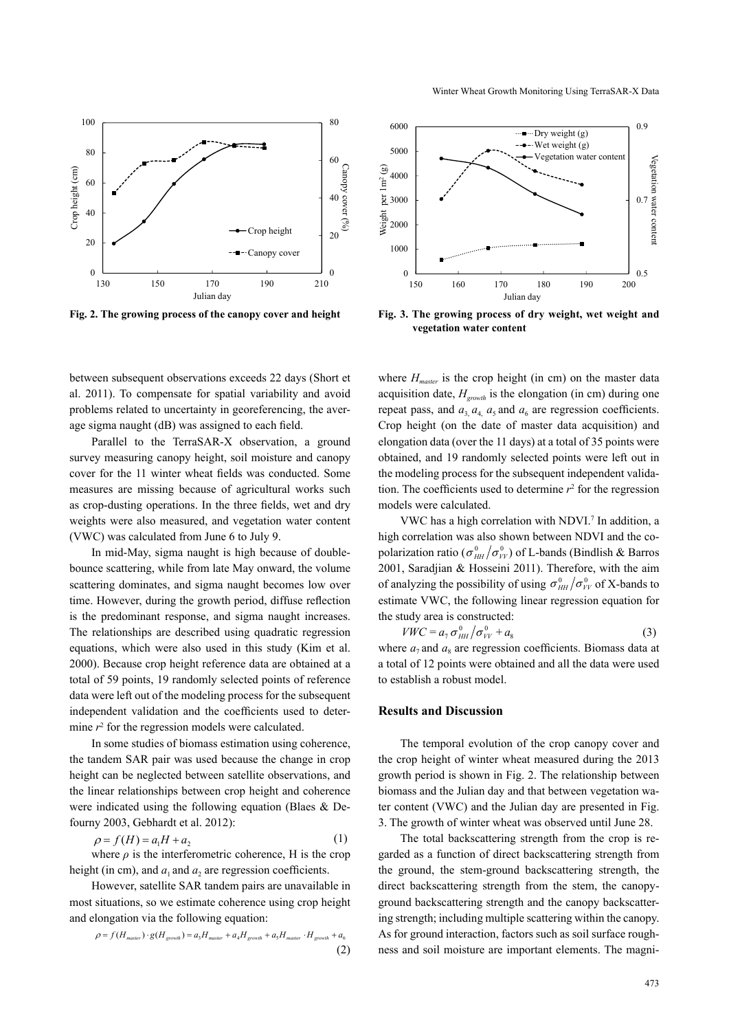Fig. 2. The growing process of the canopy cover and height

Fig. 3. The growing process of dry weight, wet weight and vegetation water content

between subsequent observations exceeds 22 days (Short et al. 2011). To compensate for spatial variability and avoid problems related to uncertainty in georeferencing, the average sigma naught (dB) was assigned to each field.

Parallel to the TerraSAR-X observation, a ground survey measuring canopy height, soil moisture and canopy cover for the 11 winter wheat fields was conducted. Some measures are missing because of agricultural works such as crop-dusting operations. In the three fields, wet and dry weights were also measured, and vegetation water content (VWC) was calculated from June 6 to July 9.

In mid-May, sigma naught is high because of double-bounce scattering, while from late May onward, the volume scattering dominates, and sigma naught becomes low over time. However, during the growth period, diffuse reflection is the predominant response, and sigma naught increases. The relationships are described using quadratic regression equations, which were also used in this study (Kim et al. 2000). Because crop height reference data are obtained at a total of 59 points, 19 randomly selected points of reference data were left out of the modeling process for the subsequent independent validation and the coefficients used to determine $r^2$ for the regression models were calculated.

In some studies of biomass estimation using coherence, the tandem SAR pair was used because the change in crop height can be neglected between satellite observations, and the linear relationships between crop height and coherence were indicated using the following equation (Blaes & Defourny 2003, Gebhardt et al. 2012):

$$\rho = f(H) = a_1 H + a_2 \tag{1}$$

where $\rho$ is the interferometric coherence, H is the crop height (in cm), and $a_1$ and $a_2$ are regression coefficients.

However, satellite SAR tandem pairs are unavailable in most situations, so we estimate coherence using crop height and elongation via the following equation:

$$\rho = f(H_{master}) \cdot g(H_{growth}) = a_3 H_{master} + a_4 H_{growth} + a_5 H_{master} \cdot H_{growth} + a_6 \tag{2}$$

where $H_{master}$ is the crop height (in cm) on the master data acquisition date, $H_{growth}$ is the elongation (in cm) during one repeat pass, and $a_3$, $a_4$, $a_5$ and $a_6$ are regression coefficients. Crop height (on the date of master data acquisition) and elongation data (over the 11 days) at a total of 35 points were obtained, and 19 randomly selected points were left out in the modeling process for the subsequent independent validation. The coefficients used to determine $r^2$ for the regression models were calculated.

VWC has a high correlation with NDVI.[7] In addition, a high correlation was also shown between NDVI and the co-polarization ratio ($\sigma^0_{HH}/\sigma^0_{VV}$) of L-bands (Bindlish & Barros 2001, Saradjian & Hosseini 2011). Therefore, with the aim of analyzing the possibility of using $\sigma^0_{HH}/\sigma^0_{VV}$ of X-bands to estimate VWC, the following linear regression equation for the study area is constructed:

$$VWC = a_7 \sigma^0_{HH}/\sigma^0_{VV} + a_8 \tag{3}$$

where $a_7$ and $a_8$ are regression coefficients. Biomass data at a total of 12 points were obtained and all the data were used to establish a robust model.

## Results and Discussion

The temporal evolution of the crop canopy cover and the crop height of winter wheat measured during the 2013 growth period is shown in Fig. 2. The relationship between biomass and the Julian day and that between vegetation water content (VWC) and the Julian day are presented in Fig. 3. The growth of winter wheat was observed until June 28.

The total backscattering strength from the crop is regarded as a function of direct backscattering strength from the ground, the stem-ground backscattering strength, the direct backscattering strength from the stem, the canopy-ground backscattering strength and the canopy backscattering strength; including multiple scattering within the canopy. As for ground interaction, factors such as soil surface roughness and soil moisture are important elements. The magni-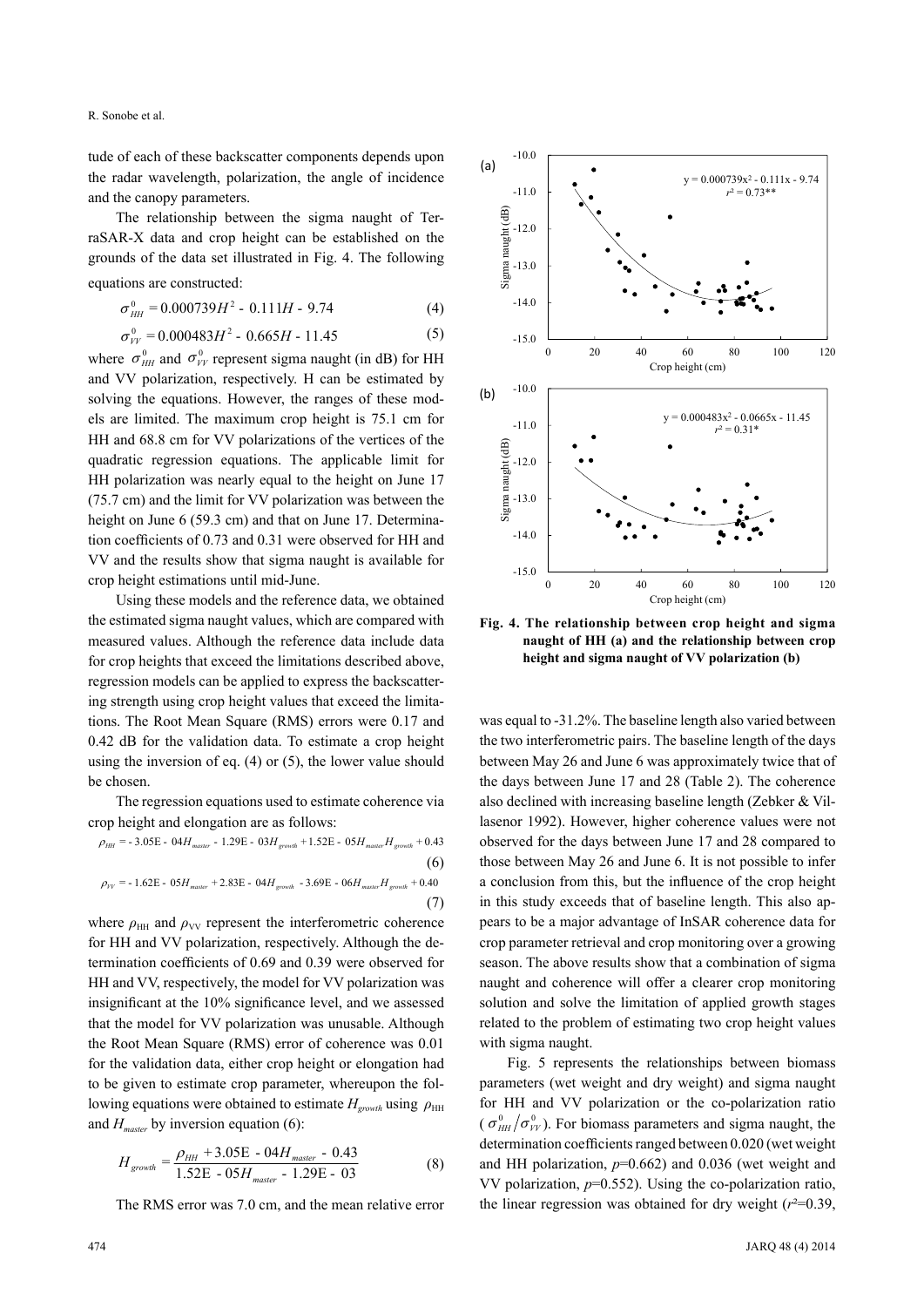tude of each of these backscatter components depends upon the radar wavelength, polarization, the angle of incidence and the canopy parameters.

The relationship between the sigma naught of TerraSAR-X data and crop height can be established on the grounds of the data set illustrated in Fig. 4. The following equations are constructed:

$$\sigma^0_{HH} = 0.000739H^2 - 0.111H - 9.74 \tag{4}$$

$$\sigma^0_{VV} = 0.000483H^2 - 0.665H - 11.45 \tag{5}$$

where $\sigma^0_{HH}$ and $\sigma^0_{VV}$ represent sigma naught (in dB) for HH and VV polarization, respectively. H can be estimated by solving the equations. However, the ranges of these models are limited. The maximum crop height is 75.1 cm for HH and 68.8 cm for VV polarizations of the vertices of the quadratic regression equations. The applicable limit for HH polarization was nearly equal to the height on June 17 (75.7 cm) and the limit for VV polarization was between the height on June 6 (59.3 cm) and that on June 17. Determination coefficients of 0.73 and 0.31 were observed for HH and VV and the results show that sigma naught is available for crop height estimations until mid-June.

Using these models and the reference data, we obtained the estimated sigma naught values, which are compared with measured values. Although the reference data include data for crop heights that exceed the limitations described above, regression models can be applied to express the backscattering strength using crop height values that exceed the limitations. The Root Mean Square (RMS) errors were 0.17 and 0.42 dB for the validation data. To estimate a crop height using the inversion of eq. (4) or (5), the lower value should be chosen.

The regression equations used to estimate coherence via crop height and elongation are as follows:

$$\rho_{HH} = -3.05\text{E-}04H_{master} - 1.29\text{E-}03H_{growth} + 1.52\text{E-}05H_{master}H_{growth} + 0.43 \tag{6}$$

$$\rho_{VV} = -1.62\text{E-}05H_{master} + 2.83\text{E-}04H_{growth} - 3.69\text{E-}06H_{master}H_{growth} + 0.40 \tag{7}$$

where $\rho_{HH}$ and $\rho_{VV}$ represent the interferometric coherence for HH and VV polarization, respectively. Although the determination coefficients of 0.69 and 0.39 were observed for HH and VV, respectively, the model for VV polarization was insignificant at the 10% significance level, and we assessed that the model for VV polarization was unusable. Although the Root Mean Square (RMS) error of coherence was 0.01 for the validation data, either crop height or elongation had to be given to estimate crop parameter, whereupon the following equations were obtained to estimate $H_{growth}$ using $\rho_{HH}$ and $H_{master}$ by inversion equation (6):

$$H_{growth} = \frac{\rho_{HH} + 3.05\text{E-}04H_{master} - 0.43}{1.52\text{E-}05H_{master} - 1.29\text{E-}03} \tag{8}$$

The RMS error was 7.0 cm, and the mean relative error was equal to -31.2%. The baseline length also varied between the two interferometric pairs. The baseline length of the days between May 26 and June 6 was approximately twice that of the days between June 17 and 28 (Table 2). The coherence also declined with increasing baseline length (Zebker & Villasenor 1992). However, higher coherence values were not observed for the days between June 17 and 28 compared to those between May 26 and June 6. It is not possible to infer a conclusion from this, but the influence of the crop height in this study exceeds that of baseline length. This also appears to be a major advantage of InSAR coherence data for crop parameter retrieval and crop monitoring over a growing season. The above results show that a combination of sigma naught and coherence will offer a clearer crop monitoring solution and solve the limitation of applied growth stages related to the problem of estimating two crop height values with sigma naught.

Fig. 5 represents the relationships between biomass parameters (wet weight and dry weight) and sigma naught for HH and VV polarization or the co-polarization ratio ($\sigma^0_{HH}/\sigma^0_{VV}$). For biomass parameters and sigma naught, the determination coefficients ranged between 0.020 (wet weight and HH polarization, $p$=0.662) and 0.036 (wet weight and VV polarization, $p$=0.552). Using the co-polarization ratio, the linear regression was obtained for dry weight ($r^2$=0.39,

(a) y = 0.000739x² - 0.111x - 9.74, r² = 0.73**

(b) y = 0.000483x² - 0.0665x - 11.45, r² = 0.31*

**Fig. 4. The relationship between crop height and sigma naught of HH (a) and the relationship between crop height and sigma naught of VV polarization (b)**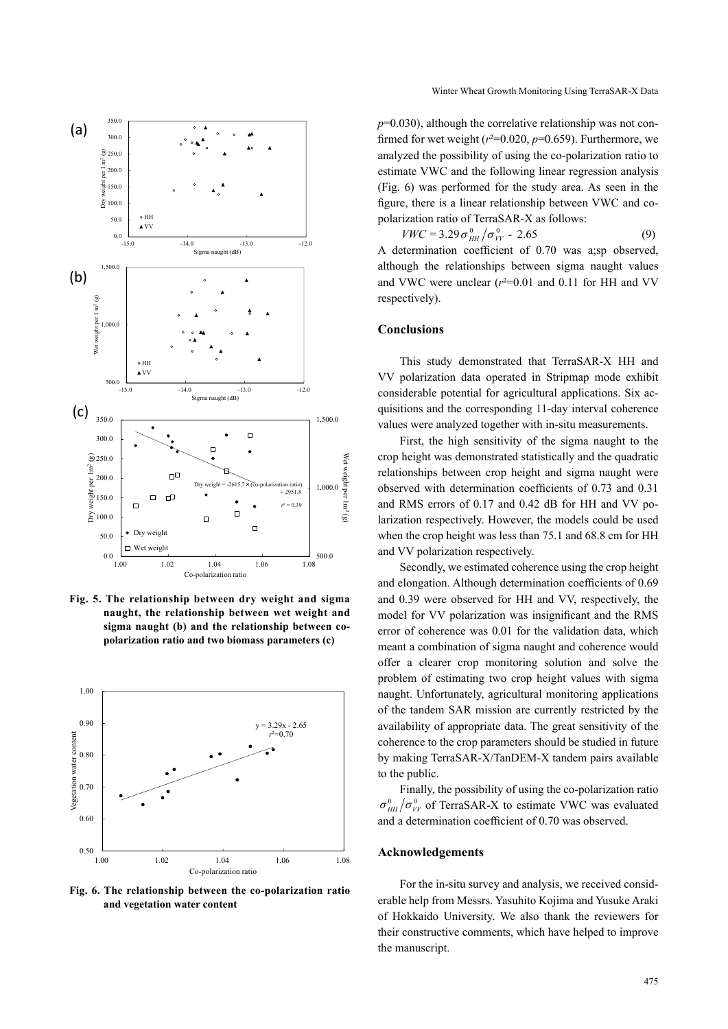*p*=0.030), although the correlative relationship was not confirmed for wet weight ($r^2$=0.020, *p*=0.659). Furthermore, we analyzed the possibility of using the co-polarization ratio to estimate VWC and the following linear regression analysis (Fig. 6) was performed for the study area. As seen in the figure, there is a linear relationship between VWC and co-polarization ratio of TerraSAR-X as follows:

$$VWC = 3.29\sigma^0_{HH}/\sigma^0_{VV} - 2.65 \tag{9}$$

A determination coefficient of 0.70 was a;sp observed, although the relationships between sigma naught values and VWC were unclear ($r^2$=0.01 and 0.11 for HH and VV respectively).

## Conclusions

This study demonstrated that TerraSAR-X HH and VV polarization data operated in Stripmap mode exhibit considerable potential for agricultural applications. Six acquisitions and the corresponding 11-day interval coherence values were analyzed together with in-situ measurements.

First, the high sensitivity of the sigma naught to the crop height was demonstrated statistically and the quadratic relationships between crop height and sigma naught were observed with determination coefficients of 0.73 and 0.31 and RMS errors of 0.17 and 0.42 dB for HH and VV polarization respectively. However, the models could be used when the crop height was less than 75.1 and 68.8 cm for HH and VV polarization respectively.

Secondly, we estimated coherence using the crop height and elongation. Although determination coefficients of 0.69 and 0.39 were observed for HH and VV, respectively, the model for VV polarization was insignificant and the RMS error of coherence was 0.01 for the validation data, which meant a combination of sigma naught and coherence would offer a clearer crop monitoring solution and solve the problem of estimating two crop height values with sigma naught. Unfortunately, agricultural monitoring applications of the tandem SAR mission are currently restricted by the availability of appropriate data. The great sensitivity of the coherence to the crop parameters should be studied in future by making TerraSAR-X/TanDEM-X tandem pairs available to the public.

Finally, the possibility of using the co-polarization ratio $\sigma^0_{HH}/\sigma^0_{VV}$ of TerraSAR-X to estimate VWC was evaluated and a determination coefficient of 0.70 was observed.

**Fig. 5. The relationship between dry weight and sigma naught, the relationship between wet weight and sigma naught (b) and the relationship between co-polarization ratio and two biomass parameters (c)**

**Fig. 6. The relationship between the co-polarization ratio and vegetation water content**

## Acknowledgements

For the in-situ survey and analysis, we received considerable help from Messrs. Yasuhito Kojima and Yusuke Araki of Hokkaido University. We also thank the reviewers for their constructive comments, which have helped to improve the manuscript.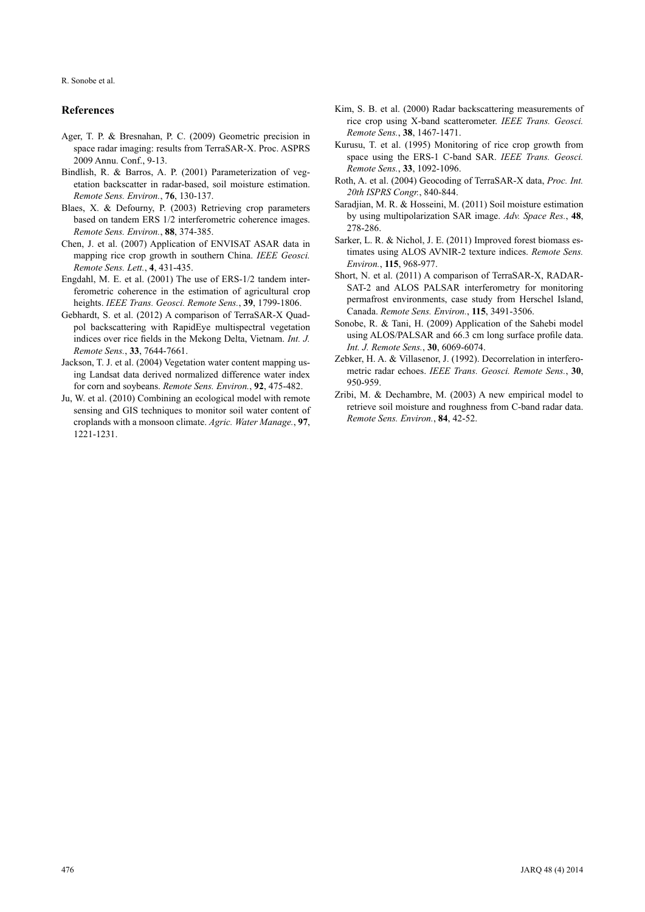## References

Ager, T. P. & Bresnahan, P. C. (2009) Geometric precision in space radar imaging: results from TerraSAR-X. Proc. ASPRS 2009 Annu. Conf., 9-13.

Bindlish, R. & Barros, A. P. (2001) Parameterization of vegetation backscatter in radar-based, soil moisture estimation. *Remote Sens. Environ.*, **76**, 130-137.

Blaes, X. & Defourny, P. (2003) Retrieving crop parameters based on tandem ERS 1/2 interferometric coherence images. *Remote Sens. Environ.*, **88**, 374-385.

Chen, J. et al. (2007) Application of ENVISAT ASAR data in mapping rice crop growth in southern China. *IEEE Geosci. Remote Sens. Lett.*, **4**, 431-435.

Engdahl, M. E. et al. (2001) The use of ERS-1/2 tandem interferometric coherence in the estimation of agricultural crop heights. *IEEE Trans. Geosci. Remote Sens.*, **39**, 1799-1806.

Gebhardt, S. et al. (2012) A comparison of TerraSAR-X Quadpol backscattering with RapidEye multispectral vegetation indices over rice fields in the Mekong Delta, Vietnam. *Int. J. Remote Sens.*, **33**, 7644-7661.

Jackson, T. J. et al. (2004) Vegetation water content mapping using Landsat data derived normalized difference water index for corn and soybeans. *Remote Sens. Environ.*, **92**, 475-482.

Ju, W. et al. (2010) Combining an ecological model with remote sensing and GIS techniques to monitor soil water content of croplands with a monsoon climate. *Agric. Water Manage.*, **97**, 1221-1231.

Kim, S. B. et al. (2000) Radar backscattering measurements of rice crop using X-band scatterometer. *IEEE Trans. Geosci. Remote Sens.*, **38**, 1467-1471.

Kurusu, T. et al. (1995) Monitoring of rice crop growth from space using the ERS-1 C-band SAR. *IEEE Trans. Geosci. Remote Sens.*, **33**, 1092-1096.

Roth, A. et al. (2004) Geocoding of TerraSAR-X data, *Proc. Int. 20th ISPRS Congr.*, 840-844.

Saradjian, M. R. & Hosseini, M. (2011) Soil moisture estimation by using multipolarization SAR image. *Adv. Space Res.*, **48**, 278-286.

Sarker, L. R. & Nichol, J. E. (2011) Improved forest biomass estimates using ALOS AVNIR-2 texture indices. *Remote Sens. Environ.*, **115**, 968-977.

Short, N. et al. (2011) A comparison of TerraSAR-X, RADARSAT-2 and ALOS PALSAR interferometry for monitoring permafrost environments, case study from Herschel Island, Canada. *Remote Sens. Environ.*, **115**, 3491-3506.

Sonobe, R. & Tani, H. (2009) Application of the Sahebi model using ALOS/PALSAR and 66.3 cm long surface profile data. *Int. J. Remote Sens.*, **30**, 6069-6074.

Zebker, H. A. & Villasenor, J. (1992). Decorrelation in interferometric radar echoes. *IEEE Trans. Geosci. Remote Sens.*, **30**, 950-959.

Zribi, M. & Dechambre, M. (2003) A new empirical model to retrieve soil moisture and roughness from C-band radar data. *Remote Sens. Environ.*, **84**, 42-52.